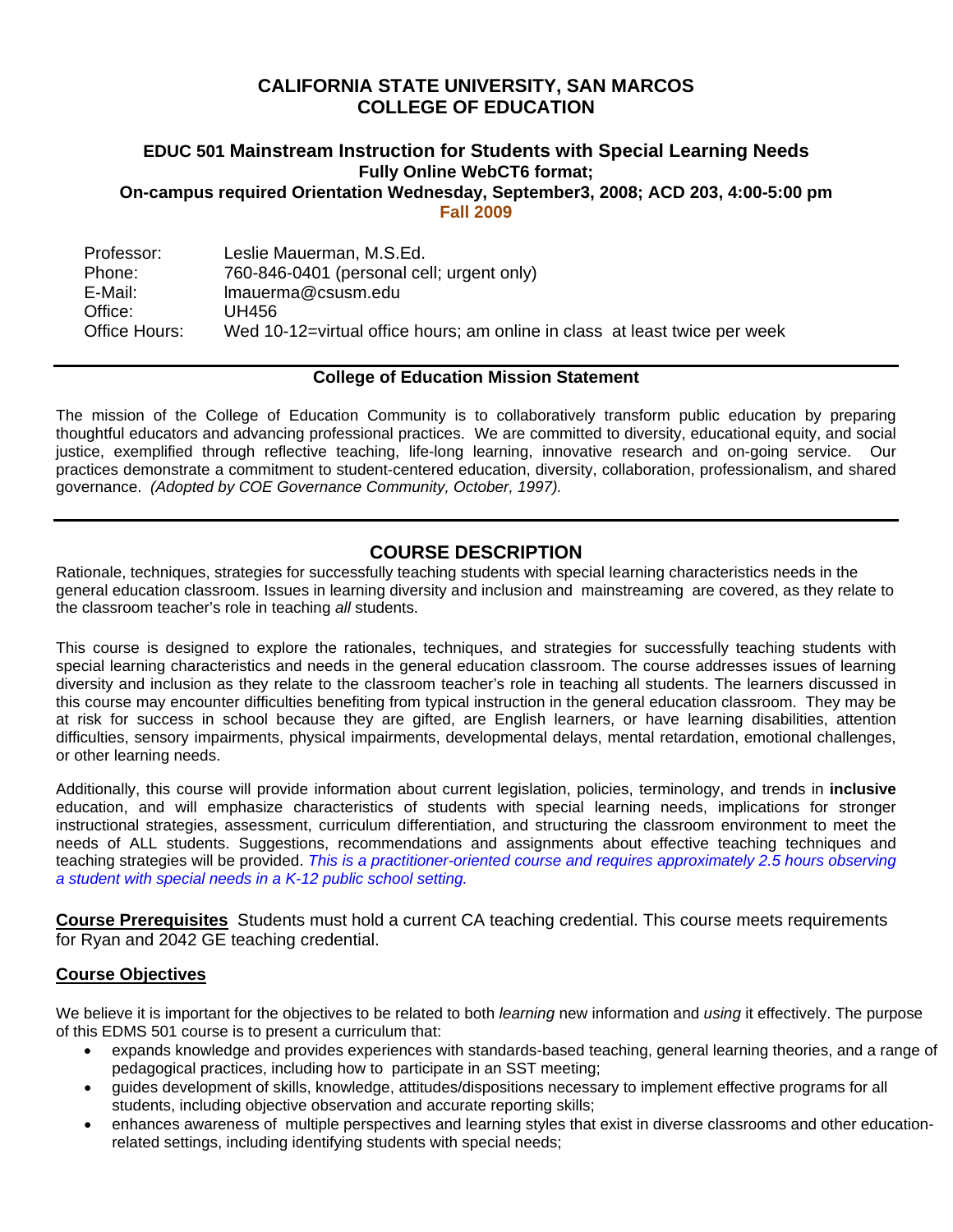# CALIFORNIA STATE UNIVERSITY, SAN MARCOS
# COLLEGE OF EDUCATION

### EDUC 501 Mainstream Instruction for Students with Special Learning Needs

**Fully Online WebCT6 format;**

**On-campus required Orientation Wednesday, September3, 2008; ACD 203, 4:00-5:00 pm**

**Fall 2009**

| | |
|---|---|
| Professor: | Leslie Mauerman, M.S.Ed. |
| Phone: | 760-846-0401 (personal cell; urgent only) |
| E-Mail: | lmauerma@csusm.edu |
| Office: | UH456 |
| Office Hours: | Wed 10-12=virtual office hours; am online in class at least twice per week |

---

**College of Education Mission Statement**

The mission of the College of Education Community is to collaboratively transform public education by preparing thoughtful educators and advancing professional practices. We are committed to diversity, educational equity, and social justice, exemplified through reflective teaching, life-long learning, innovative research and on-going service. Our practices demonstrate a commitment to student-centered education, diversity, collaboration, professionalism, and shared governance. *(Adopted by COE Governance Community, October, 1997).*

---

## COURSE DESCRIPTION

Rationale, techniques, strategies for successfully teaching students with special learning characteristics needs in the general education classroom. Issues in learning diversity and inclusion and mainstreaming are covered, as they relate to the classroom teacher's role in teaching *all* students.

This course is designed to explore the rationales, techniques, and strategies for successfully teaching students with special learning characteristics and needs in the general education classroom. The course addresses issues of learning diversity and inclusion as they relate to the classroom teacher's role in teaching all students. The learners discussed in this course may encounter difficulties benefiting from typical instruction in the general education classroom. They may be at risk for success in school because they are gifted, are English learners, or have learning disabilities, attention difficulties, sensory impairments, physical impairments, developmental delays, mental retardation, emotional challenges, or other learning needs.

Additionally, this course will provide information about current legislation, policies, terminology, and trends in **inclusive** education, and will emphasize characteristics of students with special learning needs, implications for stronger instructional strategies, assessment, curriculum differentiation, and structuring the classroom environment to meet the needs of ALL students. Suggestions, recommendations and assignments about effective teaching techniques and teaching strategies will be provided. *This is a practitioner-oriented course and requires approximately 2.5 hours observing a student with special needs in a K-12 public school setting.*

**Course Prerequisites** Students must hold a current CA teaching credential. This course meets requirements for Ryan and 2042 GE teaching credential.

**Course Objectives**

We believe it is important for the objectives to be related to both *learning* new information and *using* it effectively. The purpose of this EDMS 501 course is to present a curriculum that:

- expands knowledge and provides experiences with standards-based teaching, general learning theories, and a range of pedagogical practices, including how to participate in an SST meeting;
- guides development of skills, knowledge, attitudes/dispositions necessary to implement effective programs for all students, including objective observation and accurate reporting skills;
- enhances awareness of multiple perspectives and learning styles that exist in diverse classrooms and other education-related settings, including identifying students with special needs;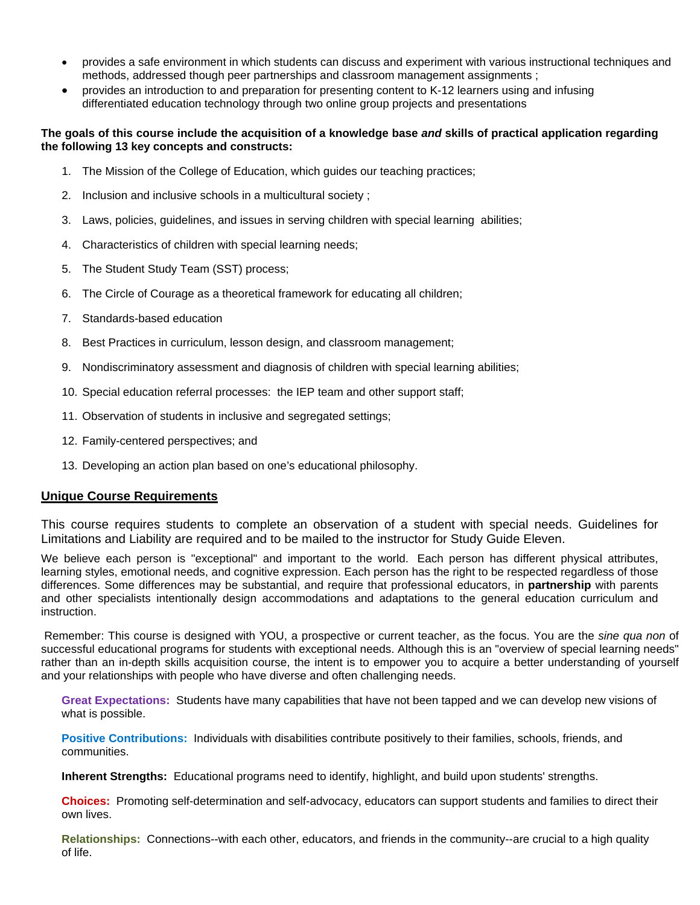- provides a safe environment in which students can discuss and experiment with various instructional techniques and methods, addressed though peer partnerships and classroom management assignments ;
- provides an introduction to and preparation for presenting content to K-12 learners using and infusing differentiated education technology through two online group projects and presentations

**The goals of this course include the acquisition of a knowledge base *and* skills of practical application regarding the following 13 key concepts and constructs:**

1. The Mission of the College of Education, which guides our teaching practices;
2. Inclusion and inclusive schools in a multicultural society ;
3. Laws, policies, guidelines, and issues in serving children with special learning abilities;
4. Characteristics of children with special learning needs;
5. The Student Study Team (SST) process;
6. The Circle of Courage as a theoretical framework for educating all children;
7. Standards-based education
8. Best Practices in curriculum, lesson design, and classroom management;
9. Nondiscriminatory assessment and diagnosis of children with special learning abilities;
10. Special education referral processes: the IEP team and other support staff;
11. Observation of students in inclusive and segregated settings;
12. Family-centered perspectives; and
13. Developing an action plan based on one's educational philosophy.

## Unique Course Requirements

This course requires students to complete an observation of a student with special needs. Guidelines for Limitations and Liability are required and to be mailed to the instructor for Study Guide Eleven.

We believe each person is "exceptional" and important to the world. Each person has different physical attributes, learning styles, emotional needs, and cognitive expression. Each person has the right to be respected regardless of those differences. Some differences may be substantial, and require that professional educators, in **partnership** with parents and other specialists intentionally design accommodations and adaptations to the general education curriculum and instruction.

Remember: This course is designed with YOU, a prospective or current teacher, as the focus. You are the *sine qua non* of successful educational programs for students with exceptional needs. Although this is an "overview of special learning needs" rather than an in-depth skills acquisition course, the intent is to empower you to acquire a better understanding of yourself and your relationships with people who have diverse and often challenging needs.

**Great Expectations:** Students have many capabilities that have not been tapped and we can develop new visions of what is possible.

**Positive Contributions:** Individuals with disabilities contribute positively to their families, schools, friends, and communities.

**Inherent Strengths:** Educational programs need to identify, highlight, and build upon students' strengths.

**Choices:** Promoting self-determination and self-advocacy, educators can support students and families to direct their own lives.

**Relationships:** Connections--with each other, educators, and friends in the community--are crucial to a high quality of life.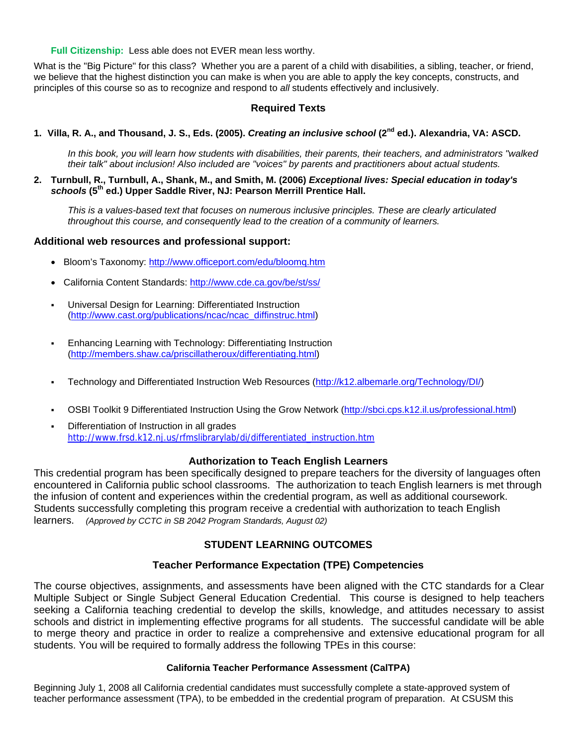**Full Citizenship:** Less able does not EVER mean less worthy.

What is the "Big Picture" for this class? Whether you are a parent of a child with disabilities, a sibling, teacher, or friend, we believe that the highest distinction you can make is when you are able to apply the key concepts, constructs, and principles of this course so as to recognize and respond to *all* students effectively and inclusively.

## Required Texts

1. **Villa, R. A., and Thousand, J. S., Eds. (2005). *Creating an inclusive school* (2nd ed.). Alexandria, VA: ASCD.**

   *In this book, you will learn how students with disabilities, their parents, their teachers, and administrators "walked their talk" about inclusion! Also included are "voices" by parents and practitioners about actual students.*

2. **Turnbull, R., Turnbull, A., Shank, M., and Smith, M. (2006) *Exceptional lives: Special education in today's schools* (5th ed.) Upper Saddle River, NJ: Pearson Merrill Prentice Hall.**

   *This is a values-based text that focuses on numerous inclusive principles. These are clearly articulated throughout this course, and consequently lead to the creation of a community of learners.*

### Additional web resources and professional support:

- Bloom's Taxonomy: http://www.officeport.com/edu/bloomq.htm
- California Content Standards: http://www.cde.ca.gov/be/st/ss/
- Universal Design for Learning: Differentiated Instruction (http://www.cast.org/publications/ncac/ncac_diffinstruc.html)
- Enhancing Learning with Technology: Differentiating Instruction (http://members.shaw.ca/priscillatheroux/differentiating.html)
- Technology and Differentiated Instruction Web Resources (http://k12.albemarle.org/Technology/DI/)
- OSBI Toolkit 9 Differentiated Instruction Using the Grow Network (http://sbci.cps.k12.il.us/professional.html)
- Differentiation of Instruction in all grades http://www.frsd.k12.nj.us/rfmslibrarylab/di/differentiated_instruction.htm

### Authorization to Teach English Learners

This credential program has been specifically designed to prepare teachers for the diversity of languages often encountered in California public school classrooms. The authorization to teach English learners is met through the infusion of content and experiences within the credential program, as well as additional coursework. Students successfully completing this program receive a credential with authorization to teach English learners. *(Approved by CCTC in SB 2042 Program Standards, August 02)*

## STUDENT LEARNING OUTCOMES

### Teacher Performance Expectation (TPE) Competencies

The course objectives, assignments, and assessments have been aligned with the CTC standards for a Clear Multiple Subject or Single Subject General Education Credential. This course is designed to help teachers seeking a California teaching credential to develop the skills, knowledge, and attitudes necessary to assist schools and district in implementing effective programs for all students. The successful candidate will be able to merge theory and practice in order to realize a comprehensive and extensive educational program for all students. You will be required to formally address the following TPEs in this course:

#### California Teacher Performance Assessment (CalTPA)

Beginning July 1, 2008 all California credential candidates must successfully complete a state-approved system of teacher performance assessment (TPA), to be embedded in the credential program of preparation. At CSUSM this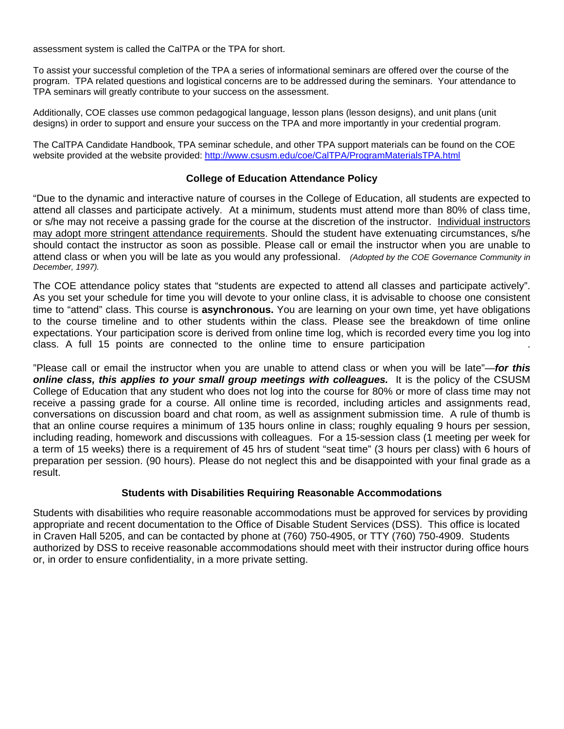assessment system is called the CalTPA or the TPA for short.

To assist your successful completion of the TPA a series of informational seminars are offered over the course of the program. TPA related questions and logistical concerns are to be addressed during the seminars. Your attendance to TPA seminars will greatly contribute to your success on the assessment.

Additionally, COE classes use common pedagogical language, lesson plans (lesson designs), and unit plans (unit designs) in order to support and ensure your success on the TPA and more importantly in your credential program.

The CalTPA Candidate Handbook, TPA seminar schedule, and other TPA support materials can be found on the COE website provided at the website provided: http://www.csusm.edu/coe/CalTPA/ProgramMaterialsTPA.html

### College of Education Attendance Policy

"Due to the dynamic and interactive nature of courses in the College of Education, all students are expected to attend all classes and participate actively. At a minimum, students must attend more than 80% of class time, or s/he may not receive a passing grade for the course at the discretion of the instructor. Individual instructors may adopt more stringent attendance requirements. Should the student have extenuating circumstances, s/he should contact the instructor as soon as possible. Please call or email the instructor when you are unable to attend class or when you will be late as you would any professional. *(Adopted by the COE Governance Community in December, 1997).*

The COE attendance policy states that "students are expected to attend all classes and participate actively". As you set your schedule for time you will devote to your online class, it is advisable to choose one consistent time to "attend" class. This course is **asynchronous.** You are learning on your own time, yet have obligations to the course timeline and to other students within the class. Please see the breakdown of time online expectations. Your participation score is derived from online time log, which is recorded every time you log into class. A full 15 points are connected to the online time to ensure participation .

"Please call or email the instructor when you are unable to attend class or when you will be late"—***for this online class, this applies to your small group meetings with colleagues.*** It is the policy of the CSUSM College of Education that any student who does not log into the course for 80% or more of class time may not receive a passing grade for a course. All online time is recorded, including articles and assignments read, conversations on discussion board and chat room, as well as assignment submission time. A rule of thumb is that an online course requires a minimum of 135 hours online in class; roughly equaling 9 hours per session, including reading, homework and discussions with colleagues. For a 15-session class (1 meeting per week for a term of 15 weeks) there is a requirement of 45 hrs of student "seat time" (3 hours per class) with 6 hours of preparation per session. (90 hours). Please do not neglect this and be disappointed with your final grade as a result.

### Students with Disabilities Requiring Reasonable Accommodations

Students with disabilities who require reasonable accommodations must be approved for services by providing appropriate and recent documentation to the Office of Disable Student Services (DSS). This office is located in Craven Hall 5205, and can be contacted by phone at (760) 750-4905, or TTY (760) 750-4909. Students authorized by DSS to receive reasonable accommodations should meet with their instructor during office hours or, in order to ensure confidentiality, in a more private setting.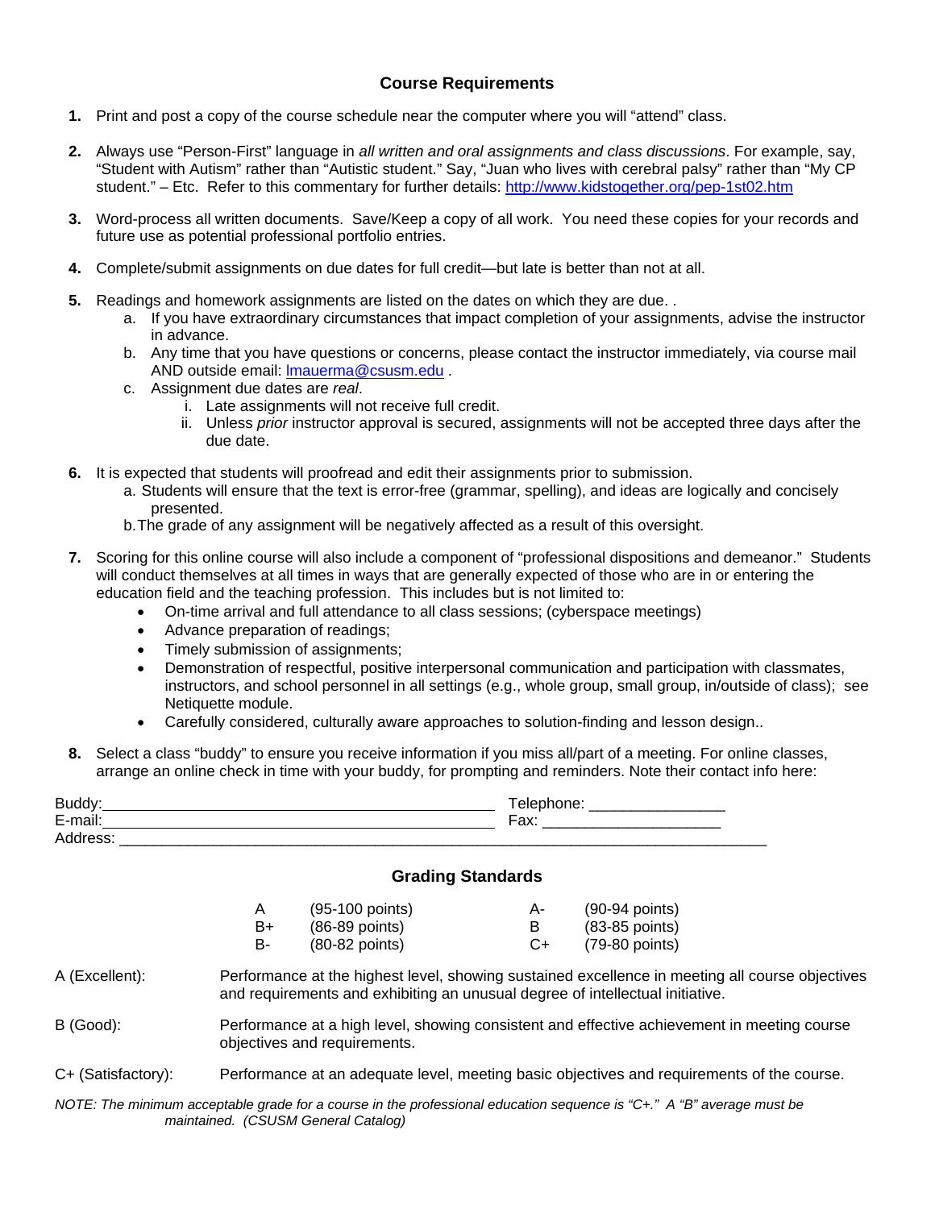## Course Requirements

1. Print and post a copy of the course schedule near the computer where you will "attend" class.

2. Always use "Person-First" language in *all written and oral assignments and class discussions*. For example, say, "Student with Autism" rather than "Autistic student." Say, "Juan who lives with cerebral palsy" rather than "My CP student." – Etc. Refer to this commentary for further details: [http://www.kidstogether.org/pep-1st02.htm](http://www.kidstogether.org/pep-1st02.htm)

3. Word-process all written documents. Save/Keep a copy of all work. You need these copies for your records and future use as potential professional portfolio entries.

4. Complete/submit assignments on due dates for full credit—but late is better than not at all.

5. Readings and homework assignments are listed on the dates on which they are due. .
   a. If you have extraordinary circumstances that impact completion of your assignments, advise the instructor in advance.
   b. Any time that you have questions or concerns, please contact the instructor immediately, via course mail AND outside email: [lmauerma@csusm.edu](mailto:lmauerma@csusm.edu) .
   c. Assignment due dates are *real*.
      i. Late assignments will not receive full credit.
      ii. Unless *prior* instructor approval is secured, assignments will not be accepted three days after the due date.

6. It is expected that students will proofread and edit their assignments prior to submission.
   a. Students will ensure that the text is error-free (grammar, spelling), and ideas are logically and concisely presented.
   b. The grade of any assignment will be negatively affected as a result of this oversight.

7. Scoring for this online course will also include a component of "professional dispositions and demeanor." Students will conduct themselves at all times in ways that are generally expected of those who are in or entering the education field and the teaching profession. This includes but is not limited to:
   - On-time arrival and full attendance to all class sessions; (cyberspace meetings)
   - Advance preparation of readings;
   - Timely submission of assignments;
   - Demonstration of respectful, positive interpersonal communication and participation with classmates, instructors, and school personnel in all settings (e.g., whole group, small group, in/outside of class); see Netiquette module.
   - Carefully considered, culturally aware approaches to solution-finding and lesson design..

8. Select a class "buddy" to ensure you receive information if you miss all/part of a meeting. For online classes, arrange an online check in time with your buddy, for prompting and reminders. Note their contact info here:

Buddy:_____________________________________________ Telephone: _______________
E-mail:_____________________________________________ Fax: ____________________
Address: _________________________________________________________________________

## Grading Standards

| | | | |
|---|---|---|---|
| A | (95-100 points) | A- | (90-94 points) |
| B+ | (86-89 points) | B | (83-85 points) |
| B- | (80-82 points) | C+ | (79-80 points) |

A (Excellent): Performance at the highest level, showing sustained excellence in meeting all course objectives and requirements and exhibiting an unusual degree of intellectual initiative.

B (Good): Performance at a high level, showing consistent and effective achievement in meeting course objectives and requirements.

C+ (Satisfactory): Performance at an adequate level, meeting basic objectives and requirements of the course.

*NOTE: The minimum acceptable grade for a course in the professional education sequence is "C+." A "B" average must be maintained. (CSUSM General Catalog)*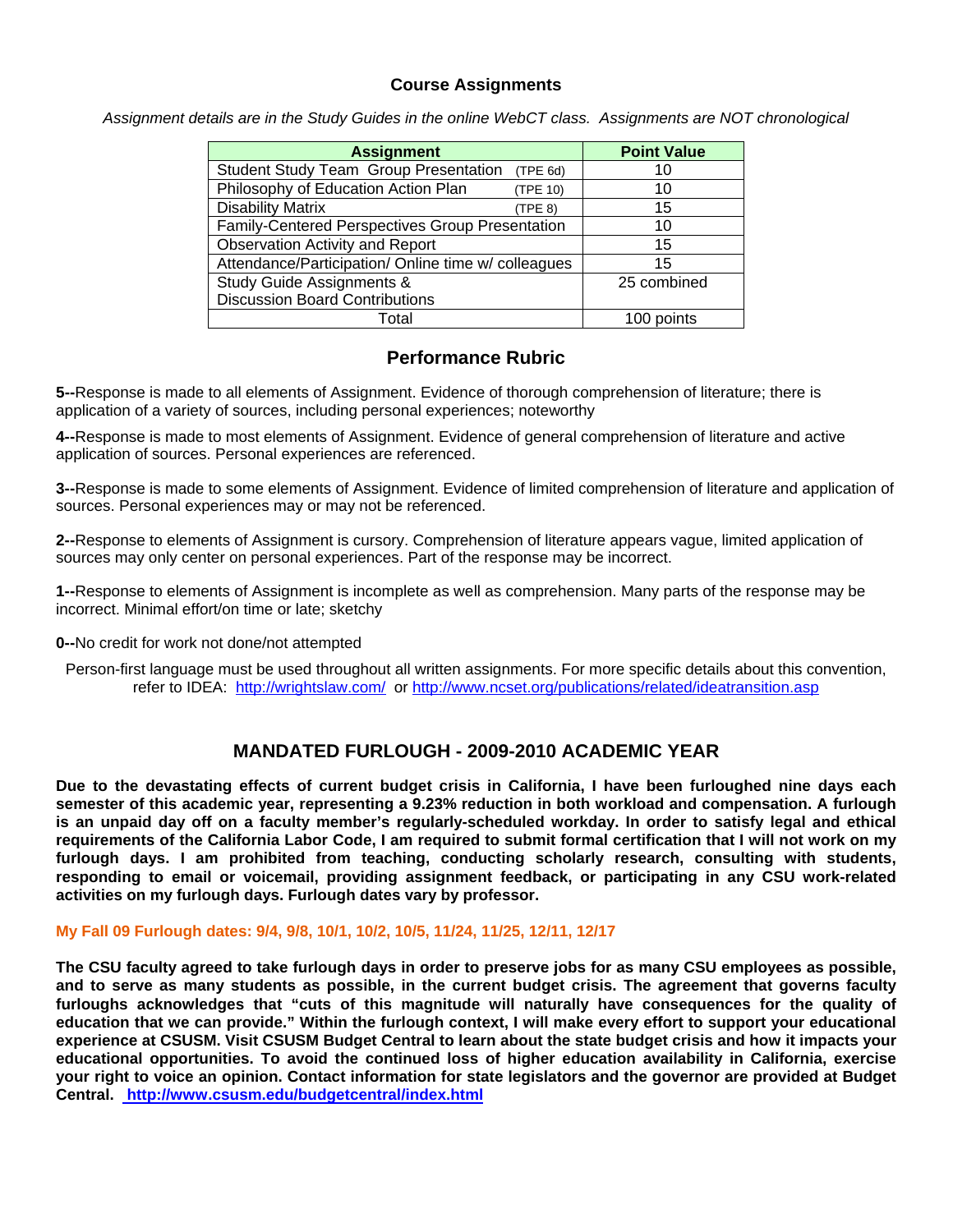## Course Assignments

*Assignment details are in the Study Guides in the online WebCT class. Assignments are NOT chronological*

| Assignment | Point Value |
|---|---|
| Student Study Team Group Presentation (TPE 6d) | 10 |
| Philosophy of Education Action Plan (TPE 10) | 10 |
| Disability Matrix (TPE 8) | 15 |
| Family-Centered Perspectives Group Presentation | 10 |
| Observation Activity and Report | 15 |
| Attendance/Participation/ Online time w/ colleagues | 15 |
| Study Guide Assignments & Discussion Board Contributions | 25 combined |
| Total | 100 points |

## Performance Rubric

**5--**Response is made to all elements of Assignment. Evidence of thorough comprehension of literature; there is application of a variety of sources, including personal experiences; noteworthy

**4--**Response is made to most elements of Assignment. Evidence of general comprehension of literature and active application of sources. Personal experiences are referenced.

**3--**Response is made to some elements of Assignment. Evidence of limited comprehension of literature and application of sources. Personal experiences may or may not be referenced.

**2--**Response to elements of Assignment is cursory. Comprehension of literature appears vague, limited application of sources may only center on personal experiences. Part of the response may be incorrect.

**1--**Response to elements of Assignment is incomplete as well as comprehension. Many parts of the response may be incorrect. Minimal effort/on time or late; sketchy

**0--**No credit for work not done/not attempted

Person-first language must be used throughout all written assignments. For more specific details about this convention, refer to IDEA: http://wrightslaw.com/ or http://www.ncset.org/publications/related/ideatransition.asp

## MANDATED FURLOUGH - 2009-2010 ACADEMIC YEAR

**Due to the devastating effects of current budget crisis in California, I have been furloughed nine days each semester of this academic year, representing a 9.23% reduction in both workload and compensation. A furlough is an unpaid day off on a faculty member's regularly-scheduled workday. In order to satisfy legal and ethical requirements of the California Labor Code, I am required to submit formal certification that I will not work on my furlough days. I am prohibited from teaching, conducting scholarly research, consulting with students, responding to email or voicemail, providing assignment feedback, or participating in any CSU work-related activities on my furlough days. Furlough dates vary by professor.**

**My Fall 09 Furlough dates: 9/4, 9/8, 10/1, 10/2, 10/5, 11/24, 11/25, 12/11, 12/17**

**The CSU faculty agreed to take furlough days in order to preserve jobs for as many CSU employees as possible, and to serve as many students as possible, in the current budget crisis. The agreement that governs faculty furloughs acknowledges that "cuts of this magnitude will naturally have consequences for the quality of education that we can provide." Within the furlough context, I will make every effort to support your educational experience at CSUSM. Visit CSUSM Budget Central to learn about the state budget crisis and how it impacts your educational opportunities. To avoid the continued loss of higher education availability in California, exercise your right to voice an opinion. Contact information for state legislators and the governor are provided at Budget Central. http://www.csusm.edu/budgetcentral/index.html**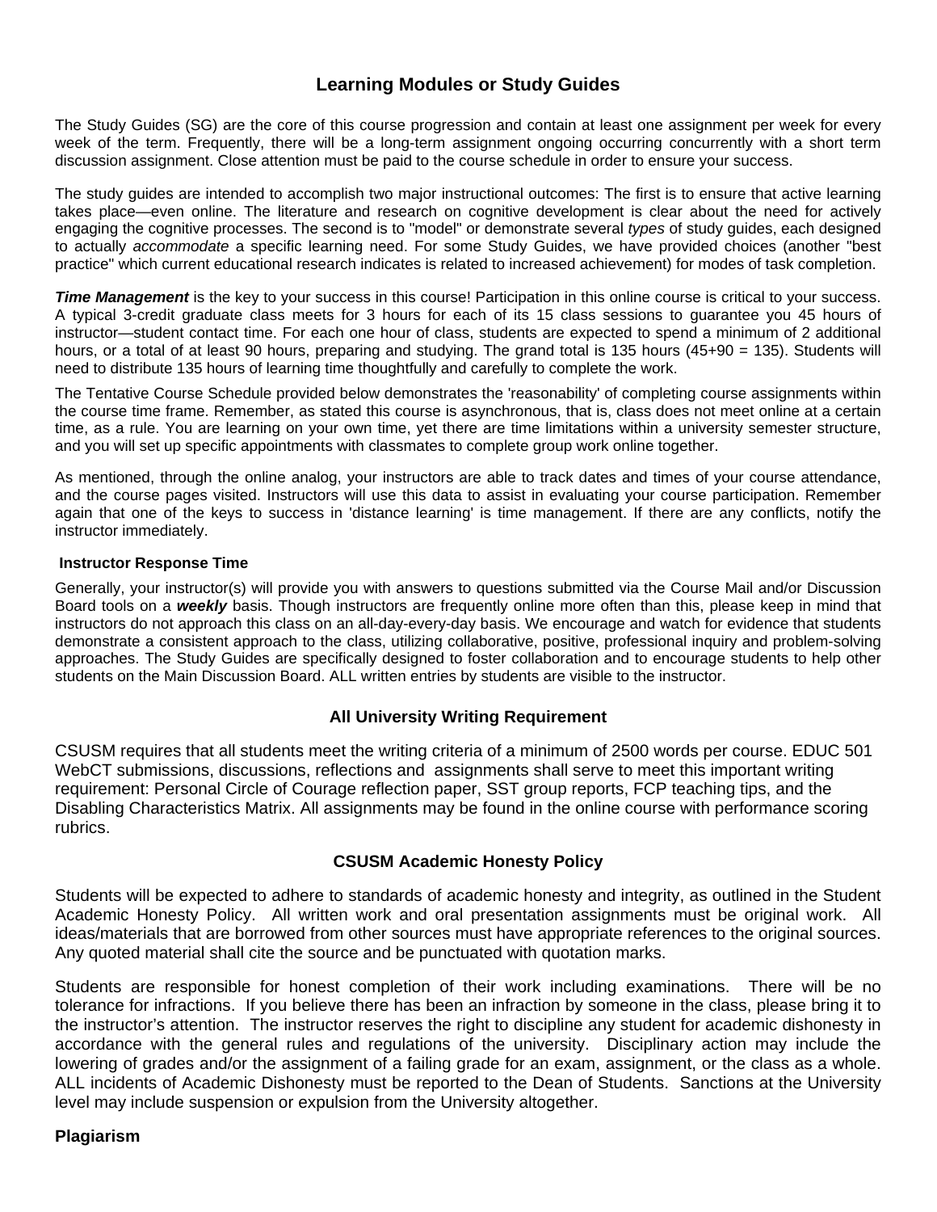## Learning Modules or Study Guides

The Study Guides (SG) are the core of this course progression and contain at least one assignment per week for every week of the term. Frequently, there will be a long-term assignment ongoing occurring concurrently with a short term discussion assignment. Close attention must be paid to the course schedule in order to ensure your success.

The study guides are intended to accomplish two major instructional outcomes: The first is to ensure that active learning takes place—even online. The literature and research on cognitive development is clear about the need for actively engaging the cognitive processes. The second is to "model" or demonstrate several *types* of study guides, each designed to actually *accommodate* a specific learning need. For some Study Guides, we have provided choices (another "best practice" which current educational research indicates is related to increased achievement) for modes of task completion.

***Time Management*** is the key to your success in this course! Participation in this online course is critical to your success. A typical 3-credit graduate class meets for 3 hours for each of its 15 class sessions to guarantee you 45 hours of instructor—student contact time. For each one hour of class, students are expected to spend a minimum of 2 additional hours, or a total of at least 90 hours, preparing and studying. The grand total is 135 hours (45+90 = 135). Students will need to distribute 135 hours of learning time thoughtfully and carefully to complete the work.

The Tentative Course Schedule provided below demonstrates the 'reasonability' of completing course assignments within the course time frame. Remember, as stated this course is asynchronous, that is, class does not meet online at a certain time, as a rule. You are learning on your own time, yet there are time limitations within a university semester structure, and you will set up specific appointments with classmates to complete group work online together.

As mentioned, through the online analog, your instructors are able to track dates and times of your course attendance, and the course pages visited. Instructors will use this data to assist in evaluating your course participation. Remember again that one of the keys to success in 'distance learning' is time management. If there are any conflicts, notify the instructor immediately.

#### Instructor Response Time

Generally, your instructor(s) will provide you with answers to questions submitted via the Course Mail and/or Discussion Board tools on a ***weekly*** basis. Though instructors are frequently online more often than this, please keep in mind that instructors do not approach this class on an all-day-every-day basis. We encourage and watch for evidence that students demonstrate a consistent approach to the class, utilizing collaborative, positive, professional inquiry and problem-solving approaches. The Study Guides are specifically designed to foster collaboration and to encourage students to help other students on the Main Discussion Board. ALL written entries by students are visible to the instructor.

### All University Writing Requirement

CSUSM requires that all students meet the writing criteria of a minimum of 2500 words per course. EDUC 501 WebCT submissions, discussions, reflections and assignments shall serve to meet this important writing requirement: Personal Circle of Courage reflection paper, SST group reports, FCP teaching tips, and the Disabling Characteristics Matrix. All assignments may be found in the online course with performance scoring rubrics.

### CSUSM Academic Honesty Policy

Students will be expected to adhere to standards of academic honesty and integrity, as outlined in the Student Academic Honesty Policy. All written work and oral presentation assignments must be original work. All ideas/materials that are borrowed from other sources must have appropriate references to the original sources. Any quoted material shall cite the source and be punctuated with quotation marks.

Students are responsible for honest completion of their work including examinations. There will be no tolerance for infractions. If you believe there has been an infraction by someone in the class, please bring it to the instructor's attention. The instructor reserves the right to discipline any student for academic dishonesty in accordance with the general rules and regulations of the university. Disciplinary action may include the lowering of grades and/or the assignment of a failing grade for an exam, assignment, or the class as a whole. ALL incidents of Academic Dishonesty must be reported to the Dean of Students. Sanctions at the University level may include suspension or expulsion from the University altogether.

#### Plagiarism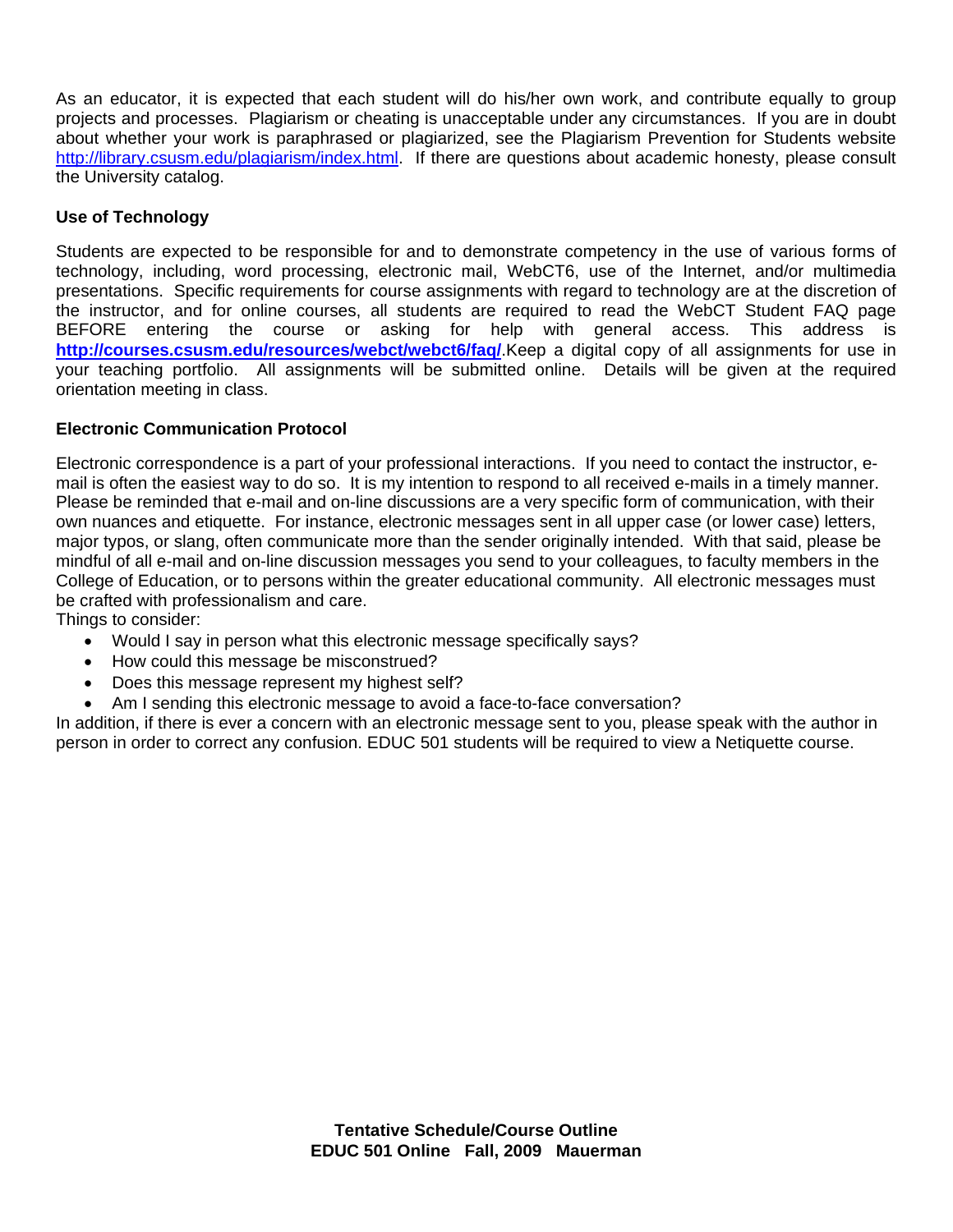As an educator, it is expected that each student will do his/her own work, and contribute equally to group projects and processes. Plagiarism or cheating is unacceptable under any circumstances. If you are in doubt about whether your work is paraphrased or plagiarized, see the Plagiarism Prevention for Students website http://library.csusm.edu/plagiarism/index.html. If there are questions about academic honesty, please consult the University catalog.

### Use of Technology

Students are expected to be responsible for and to demonstrate competency in the use of various forms of technology, including, word processing, electronic mail, WebCT6, use of the Internet, and/or multimedia presentations. Specific requirements for course assignments with regard to technology are at the discretion of the instructor, and for online courses, all students are required to read the WebCT Student FAQ page BEFORE entering the course or asking for help with general access. This address is **http://courses.csusm.edu/resources/webct/webct6/faq/**.Keep a digital copy of all assignments for use in your teaching portfolio. All assignments will be submitted online. Details will be given at the required orientation meeting in class.

### Electronic Communication Protocol

Electronic correspondence is a part of your professional interactions. If you need to contact the instructor, e-mail is often the easiest way to do so. It is my intention to respond to all received e-mails in a timely manner. Please be reminded that e-mail and on-line discussions are a very specific form of communication, with their own nuances and etiquette. For instance, electronic messages sent in all upper case (or lower case) letters, major typos, or slang, often communicate more than the sender originally intended. With that said, please be mindful of all e-mail and on-line discussion messages you send to your colleagues, to faculty members in the College of Education, or to persons within the greater educational community. All electronic messages must be crafted with professionalism and care.

Things to consider:

- Would I say in person what this electronic message specifically says?
- How could this message be misconstrued?
- Does this message represent my highest self?
- Am I sending this electronic message to avoid a face-to-face conversation?

In addition, if there is ever a concern with an electronic message sent to you, please speak with the author in person in order to correct any confusion. EDUC 501 students will be required to view a Netiquette course.

**Tentative Schedule/Course Outline**
**EDUC 501 Online Fall, 2009 Mauerman**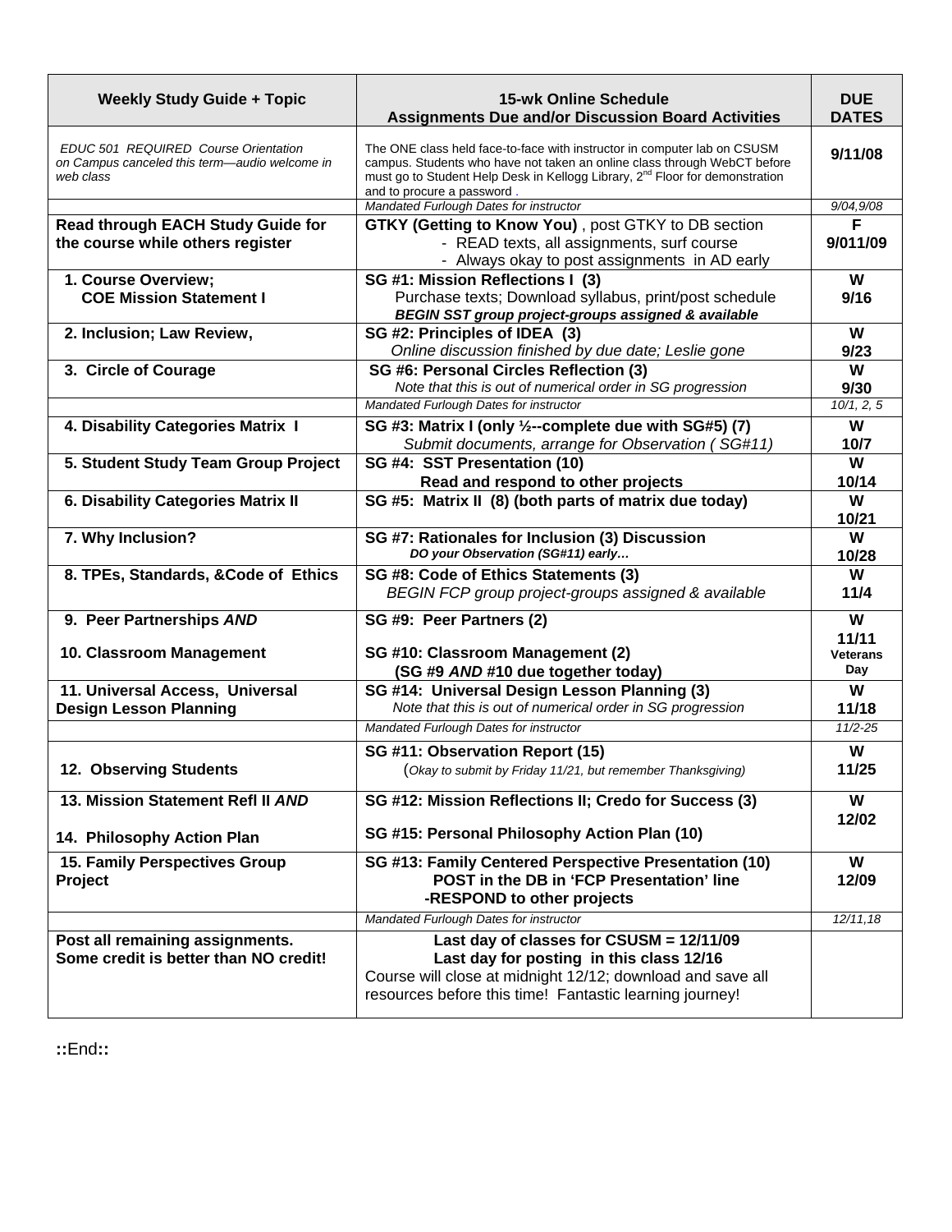| **Weekly Study Guide + Topic** | **15-wk Online Schedule Assignments Due and/or Discussion Board Activities** | **DUE DATES** |
|---|---|---|
| *EDUC 501 REQUIRED Course Orientation on Campus canceled this term—audio welcome in web class* | The ONE class held face-to-face with instructor in computer lab on CSUSM campus. Students who have not taken an online class through WebCT before must go to Student Help Desk in Kellogg Library, 2nd Floor for demonstration and to procure a password . | **9/11/08** |
| | *Mandated Furlough Dates for instructor* | *9/04,9/08* |
| **Read through EACH Study Guide for the course while others register** | **GTKY (Getting to Know You)** , post GTKY to DB section - READ texts, all assignments, surf course - Always okay to post assignments in AD early | **F 9/011/09** |
| **1. Course Overview; COE Mission Statement I** | **SG #1: Mission Reflections I (3)** Purchase texts; Download syllabus, print/post schedule ***BEGIN SST group project-groups assigned & available*** | **W 9/16** |
| **2. Inclusion; Law Review,** | **SG #2: Principles of IDEA (3)** *Online discussion finished by due date; Leslie gone* | **W 9/23** |
| **3. Circle of Courage** | **SG #6: Personal Circles Reflection (3)** *Note that this is out of numerical order in SG progression* | **W 9/30** |
| | *Mandated Furlough Dates for instructor* | *10/1, 2, 5* |
| **4. Disability Categories Matrix I** | **SG #3: Matrix I (only ½--complete due with SG#5) (7)** *Submit documents, arrange for Observation ( SG#11)* | **W 10/7** |
| **5. Student Study Team Group Project** | **SG #4: SST Presentation (10) Read and respond to other projects** | **W 10/14** |
| **6. Disability Categories Matrix II** | **SG #5: Matrix II (8) (both parts of matrix due today)** | **W 10/21** |
| **7. Why Inclusion?** | **SG #7: Rationales for Inclusion (3) Discussion** ***DO your Observation (SG#11) early…*** | **W 10/28** |
| **8. TPEs, Standards, &Code of Ethics** | **SG #8: Code of Ethics Statements (3)** *BEGIN FCP group project-groups assigned & available* | **W 11/4** |
| **9. Peer Partnerships *AND*** **10. Classroom Management** | **SG #9: Peer Partners (2)** **SG #10: Classroom Management (2) (SG #9 *AND* #10 due together today)** | **W 11/11 Veterans Day** |
| **11. Universal Access, Universal Design Lesson Planning** | **SG #14: Universal Design Lesson Planning (3)** *Note that this is out of numerical order in SG progression* | **W 11/18** |
| | *Mandated Furlough Dates for instructor* | *11/2-25* |
| **12. Observing Students** | **SG #11: Observation Report (15)** (*Okay to submit by Friday 11/21, but remember Thanksgiving)* | **W 11/25** |
| **13. Mission Statement Refl II *AND*** **14. Philosophy Action Plan** | **SG #12: Mission Reflections II; Credo for Success (3)** **SG #15: Personal Philosophy Action Plan (10)** | **W 12/02** |
| **15. Family Perspectives Group Project** | **SG #13: Family Centered Perspective Presentation (10) POST in the DB in 'FCP Presentation' line -RESPOND to other projects** | **W 12/09** |
| | *Mandated Furlough Dates for instructor* | *12/11,18* |
| **Post all remaining assignments. Some credit is better than NO credit!** | **Last day of classes for CSUSM = 12/11/09 Last day for posting in this class 12/16** Course will close at midnight 12/12; download and save all resources before this time! Fantastic learning journey! | |

**::**End**::**